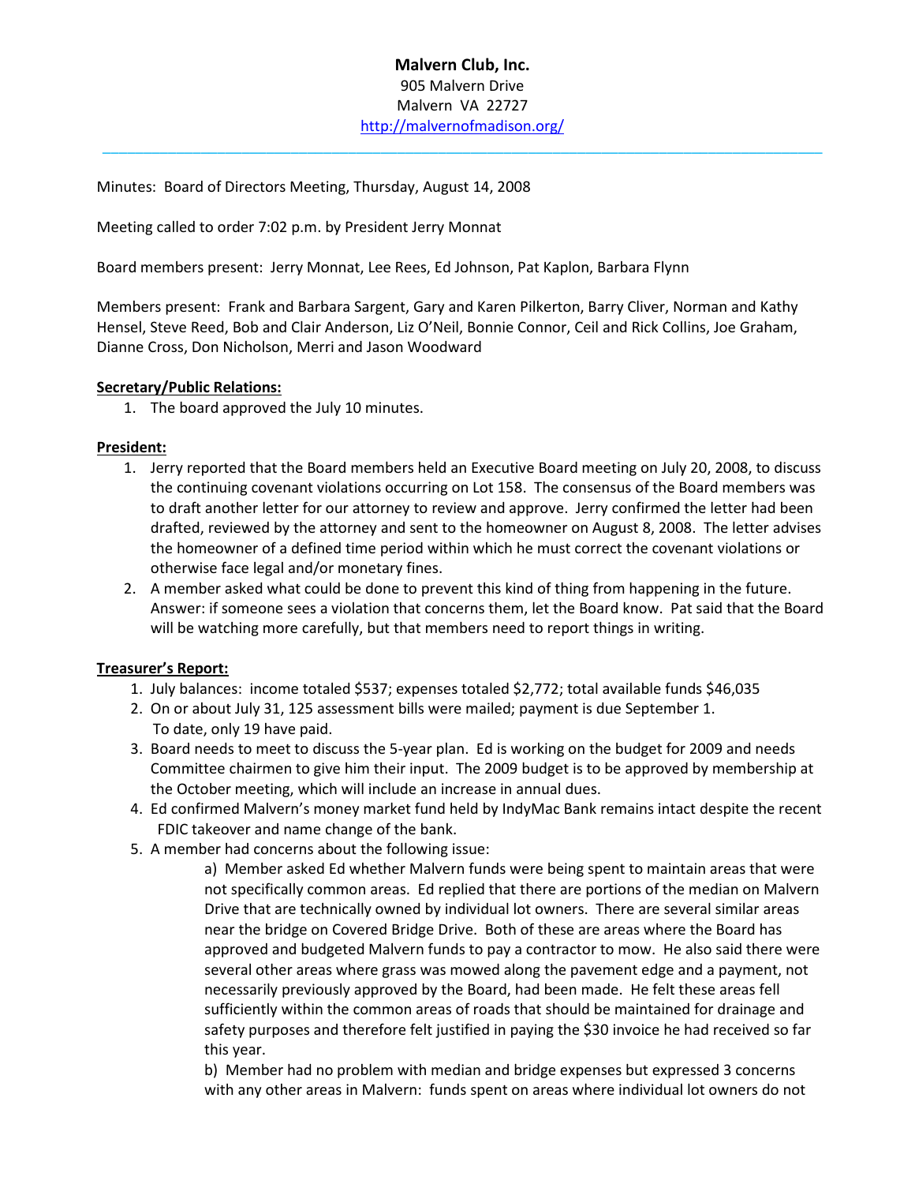**Malvern Club, Inc.**
905 Malvern Drive
Malvern VA 22727
http://malvernofmadison.org/

---

Minutes: Board of Directors Meeting, Thursday, August 14, 2008

Meeting called to order 7:02 p.m. by President Jerry Monnat

Board members present: Jerry Monnat, Lee Rees, Ed Johnson, Pat Kaplon, Barbara Flynn

Members present: Frank and Barbara Sargent, Gary and Karen Pilkerton, Barry Cliver, Norman and Kathy Hensel, Steve Reed, Bob and Clair Anderson, Liz O'Neil, Bonnie Connor, Ceil and Rick Collins, Joe Graham, Dianne Cross, Don Nicholson, Merri and Jason Woodward

**Secretary/Public Relations:**

1. The board approved the July 10 minutes.

**President:**

1. Jerry reported that the Board members held an Executive Board meeting on July 20, 2008, to discuss the continuing covenant violations occurring on Lot 158. The consensus of the Board members was to draft another letter for our attorney to review and approve. Jerry confirmed the letter had been drafted, reviewed by the attorney and sent to the homeowner on August 8, 2008. The letter advises the homeowner of a defined time period within which he must correct the covenant violations or otherwise face legal and/or monetary fines.
2. A member asked what could be done to prevent this kind of thing from happening in the future. Answer: if someone sees a violation that concerns them, let the Board know. Pat said that the Board will be watching more carefully, but that members need to report things in writing.

**Treasurer's Report:**

1. July balances: income totaled $537; expenses totaled $2,772; total available funds $46,035
2. On or about July 31, 125 assessment bills were mailed; payment is due September 1. To date, only 19 have paid.
3. Board needs to meet to discuss the 5-year plan. Ed is working on the budget for 2009 and needs Committee chairmen to give him their input. The 2009 budget is to be approved by membership at the October meeting, which will include an increase in annual dues.
4. Ed confirmed Malvern's money market fund held by IndyMac Bank remains intact despite the recent FDIC takeover and name change of the bank.
5. A member had concerns about the following issue:

   a) Member asked Ed whether Malvern funds were being spent to maintain areas that were not specifically common areas. Ed replied that there are portions of the median on Malvern Drive that are technically owned by individual lot owners. There are several similar areas near the bridge on Covered Bridge Drive. Both of these are areas where the Board has approved and budgeted Malvern funds to pay a contractor to mow. He also said there were several other areas where grass was mowed along the pavement edge and a payment, not necessarily previously approved by the Board, had been made. He felt these areas fell sufficiently within the common areas of roads that should be maintained for drainage and safety purposes and therefore felt justified in paying the $30 invoice he had received so far this year.

   b) Member had no problem with median and bridge expenses but expressed 3 concerns with any other areas in Malvern: funds spent on areas where individual lot owners do not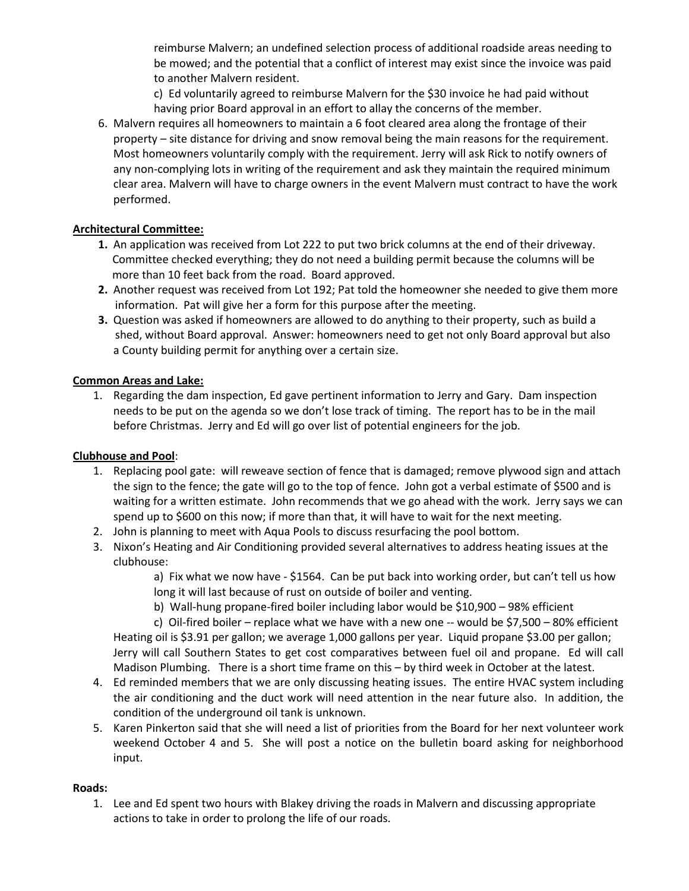reimburse Malvern; an undefined selection process of additional roadside areas needing to be mowed; and the potential that a conflict of interest may exist since the invoice was paid to another Malvern resident.

c) Ed voluntarily agreed to reimburse Malvern for the $30 invoice he had paid without having prior Board approval in an effort to allay the concerns of the member.

6. Malvern requires all homeowners to maintain a 6 foot cleared area along the frontage of their property – site distance for driving and snow removal being the main reasons for the requirement. Most homeowners voluntarily comply with the requirement. Jerry will ask Rick to notify owners of any non-complying lots in writing of the requirement and ask they maintain the required minimum clear area. Malvern will have to charge owners in the event Malvern must contract to have the work performed.

**Architectural Committee:**

1. An application was received from Lot 222 to put two brick columns at the end of their driveway. Committee checked everything; they do not need a building permit because the columns will be more than 10 feet back from the road. Board approved.
2. Another request was received from Lot 192; Pat told the homeowner she needed to give them more information. Pat will give her a form for this purpose after the meeting.
3. Question was asked if homeowners are allowed to do anything to their property, such as build a shed, without Board approval. Answer: homeowners need to get not only Board approval but also a County building permit for anything over a certain size.

**Common Areas and Lake:**

1. Regarding the dam inspection, Ed gave pertinent information to Jerry and Gary. Dam inspection needs to be put on the agenda so we don't lose track of timing. The report has to be in the mail before Christmas. Jerry and Ed will go over list of potential engineers for the job.

**Clubhouse and Pool**:

1. Replacing pool gate: will reweave section of fence that is damaged; remove plywood sign and attach the sign to the fence; the gate will go to the top of fence. John got a verbal estimate of $500 and is waiting for a written estimate. John recommends that we go ahead with the work. Jerry says we can spend up to $600 on this now; if more than that, it will have to wait for the next meeting.
2. John is planning to meet with Aqua Pools to discuss resurfacing the pool bottom.
3. Nixon's Heating and Air Conditioning provided several alternatives to address heating issues at the clubhouse:

   a) Fix what we now have - $1564. Can be put back into working order, but can't tell us how long it will last because of rust on outside of boiler and venting.

   b) Wall-hung propane-fired boiler including labor would be $10,900 – 98% efficient

   c) Oil-fired boiler – replace what we have with a new one -- would be $7,500 – 80% efficient

   Heating oil is $3.91 per gallon; we average 1,000 gallons per year. Liquid propane $3.00 per gallon; Jerry will call Southern States to get cost comparatives between fuel oil and propane. Ed will call Madison Plumbing. There is a short time frame on this – by third week in October at the latest.
4. Ed reminded members that we are only discussing heating issues. The entire HVAC system including the air conditioning and the duct work will need attention in the near future also. In addition, the condition of the underground oil tank is unknown.
5. Karen Pinkerton said that she will need a list of priorities from the Board for her next volunteer work weekend October 4 and 5. She will post a notice on the bulletin board asking for neighborhood input.

**Roads:**

1. Lee and Ed spent two hours with Blakey driving the roads in Malvern and discussing appropriate actions to take in order to prolong the life of our roads.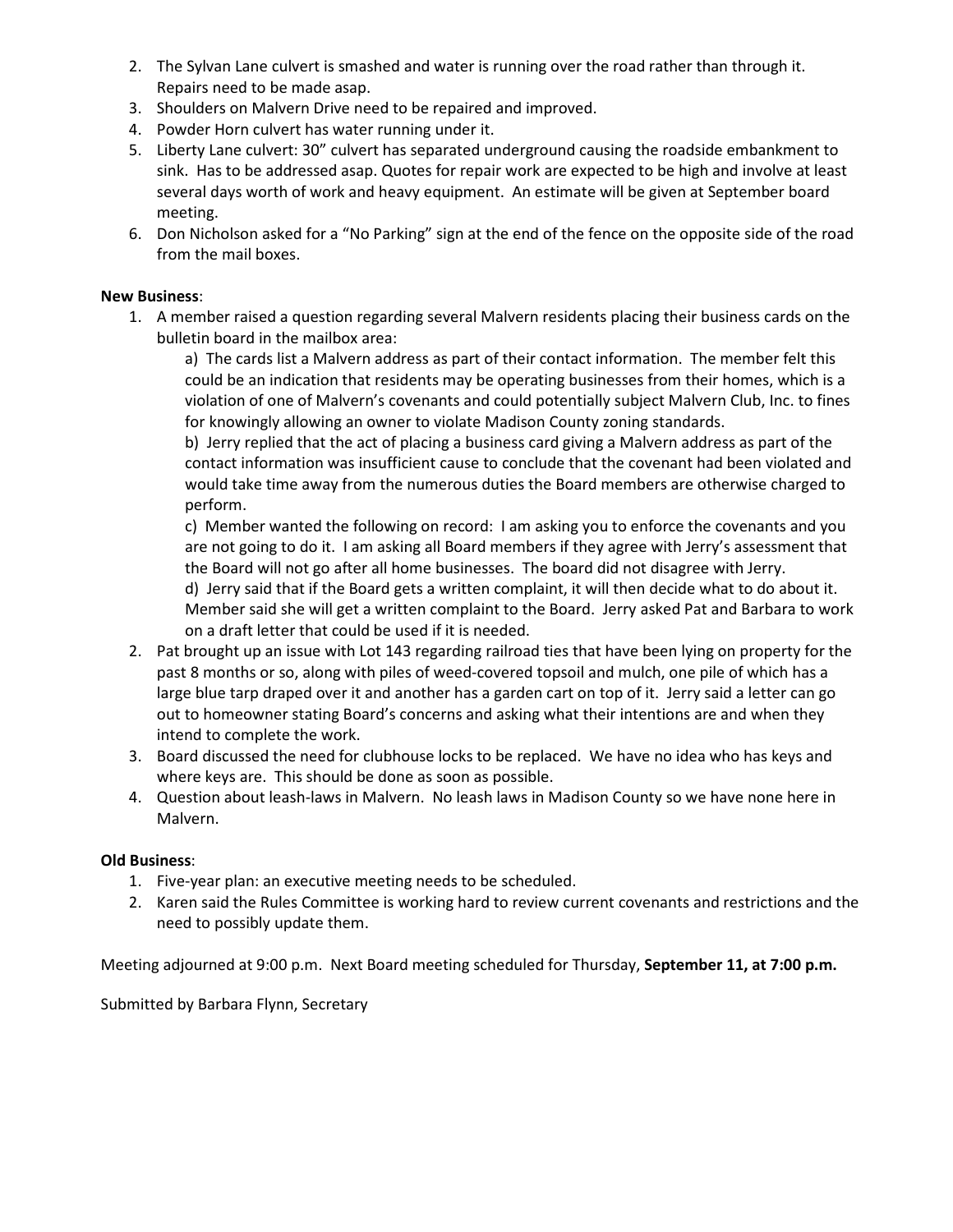2. The Sylvan Lane culvert is smashed and water is running over the road rather than through it. Repairs need to be made asap.
3. Shoulders on Malvern Drive need to be repaired and improved.
4. Powder Horn culvert has water running under it.
5. Liberty Lane culvert: 30" culvert has separated underground causing the roadside embankment to sink. Has to be addressed asap. Quotes for repair work are expected to be high and involve at least several days worth of work and heavy equipment. An estimate will be given at September board meeting.
6. Don Nicholson asked for a "No Parking" sign at the end of the fence on the opposite side of the road from the mail boxes.

**New Business**:

1. A member raised a question regarding several Malvern residents placing their business cards on the bulletin board in the mailbox area:

   a) The cards list a Malvern address as part of their contact information. The member felt this could be an indication that residents may be operating businesses from their homes, which is a violation of one of Malvern's covenants and could potentially subject Malvern Club, Inc. to fines for knowingly allowing an owner to violate Madison County zoning standards.

   b) Jerry replied that the act of placing a business card giving a Malvern address as part of the contact information was insufficient cause to conclude that the covenant had been violated and would take time away from the numerous duties the Board members are otherwise charged to perform.

   c) Member wanted the following on record: I am asking you to enforce the covenants and you are not going to do it. I am asking all Board members if they agree with Jerry's assessment that the Board will not go after all home businesses. The board did not disagree with Jerry.

   d) Jerry said that if the Board gets a written complaint, it will then decide what to do about it. Member said she will get a written complaint to the Board. Jerry asked Pat and Barbara to work on a draft letter that could be used if it is needed.
2. Pat brought up an issue with Lot 143 regarding railroad ties that have been lying on property for the past 8 months or so, along with piles of weed-covered topsoil and mulch, one pile of which has a large blue tarp draped over it and another has a garden cart on top of it. Jerry said a letter can go out to homeowner stating Board's concerns and asking what their intentions are and when they intend to complete the work.
3. Board discussed the need for clubhouse locks to be replaced. We have no idea who has keys and where keys are. This should be done as soon as possible.
4. Question about leash-laws in Malvern. No leash laws in Madison County so we have none here in Malvern.

**Old Business**:

1. Five-year plan: an executive meeting needs to be scheduled.
2. Karen said the Rules Committee is working hard to review current covenants and restrictions and the need to possibly update them.

Meeting adjourned at 9:00 p.m. Next Board meeting scheduled for Thursday, **September 11, at 7:00 p.m.**

Submitted by Barbara Flynn, Secretary